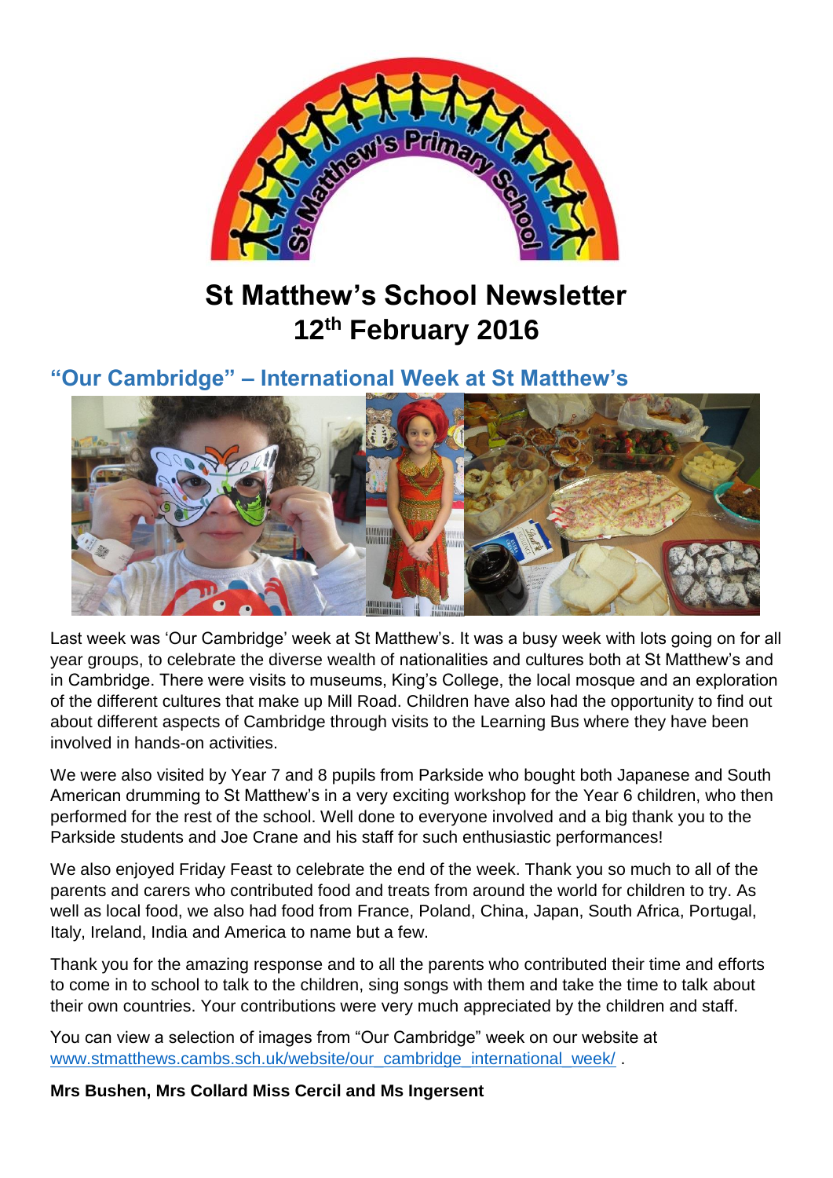# St Matthew's School Newsletter
# 12th February 2016

## "Our Cambridge" – International Week at St Matthew's

Last week was 'Our Cambridge' week at St Matthew's. It was a busy week with lots going on for all year groups, to celebrate the diverse wealth of nationalities and cultures both at St Matthew's and in Cambridge. There were visits to museums, King's College, the local mosque and an exploration of the different cultures that make up Mill Road. Children have also had the opportunity to find out about different aspects of Cambridge through visits to the Learning Bus where they have been involved in hands-on activities.

We were also visited by Year 7 and 8 pupils from Parkside who bought both Japanese and South American drumming to St Matthew's in a very exciting workshop for the Year 6 children, who then performed for the rest of the school. Well done to everyone involved and a big thank you to the Parkside students and Joe Crane and his staff for such enthusiastic performances!

We also enjoyed Friday Feast to celebrate the end of the week. Thank you so much to all of the parents and carers who contributed food and treats from around the world for children to try. As well as local food, we also had food from France, Poland, China, Japan, South Africa, Portugal, Italy, Ireland, India and America to name but a few.

Thank you for the amazing response and to all the parents who contributed their time and efforts to come in to school to talk to the children, sing songs with them and take the time to talk about their own countries. Your contributions were very much appreciated by the children and staff.

You can view a selection of images from "Our Cambridge" week on our website at www.stmatthews.cambs.sch.uk/website/our_cambridge_international_week/ .

**Mrs Bushen, Mrs Collard Miss Cercil and Ms Ingersent**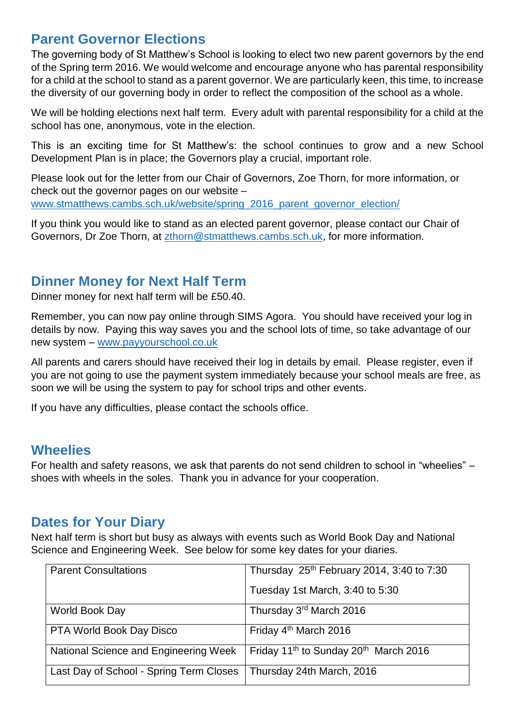## Parent Governor Elections

The governing body of St Matthew's School is looking to elect two new parent governors by the end of the Spring term 2016. We would welcome and encourage anyone who has parental responsibility for a child at the school to stand as a parent governor. We are particularly keen, this time, to increase the diversity of our governing body in order to reflect the composition of the school as a whole.

We will be holding elections next half term. Every adult with parental responsibility for a child at the school has one, anonymous, vote in the election.

This is an exciting time for St Matthew's: the school continues to grow and a new School Development Plan is in place; the Governors play a crucial, important role.

Please look out for the letter from our Chair of Governors, Zoe Thorn, for more information, or check out the governor pages on our website – www.stmatthews.cambs.sch.uk/website/spring_2016_parent_governor_election/

If you think you would like to stand as an elected parent governor, please contact our Chair of Governors, Dr Zoe Thorn, at zthorn@stmatthews.cambs.sch.uk, for more information.

## Dinner Money for Next Half Term

Dinner money for next half term will be £50.40.

Remember, you can now pay online through SIMS Agora. You should have received your log in details by now. Paying this way saves you and the school lots of time, so take advantage of our new system – www.payyourschool.co.uk

All parents and carers should have received their log in details by email. Please register, even if you are not going to use the payment system immediately because your school meals are free, as soon we will be using the system to pay for school trips and other events.

If you have any difficulties, please contact the schools office.

## Wheelies

For health and safety reasons, we ask that parents do not send children to school in "wheelies" – shoes with wheels in the soles. Thank you in advance for your cooperation.

## Dates for Your Diary

Next half term is short but busy as always with events such as World Book Day and National Science and Engineering Week. See below for some key dates for your diaries.

| | |
|---|---|
| Parent Consultations | Thursday 25th February 2014, 3:40 to 7:30<br>Tuesday 1st March, 3:40 to 5:30 |
| World Book Day | Thursday 3rd March 2016 |
| PTA World Book Day Disco | Friday 4th March 2016 |
| National Science and Engineering Week | Friday 11th to Sunday 20th March 2016 |
| Last Day of School - Spring Term Closes | Thursday 24th March, 2016 |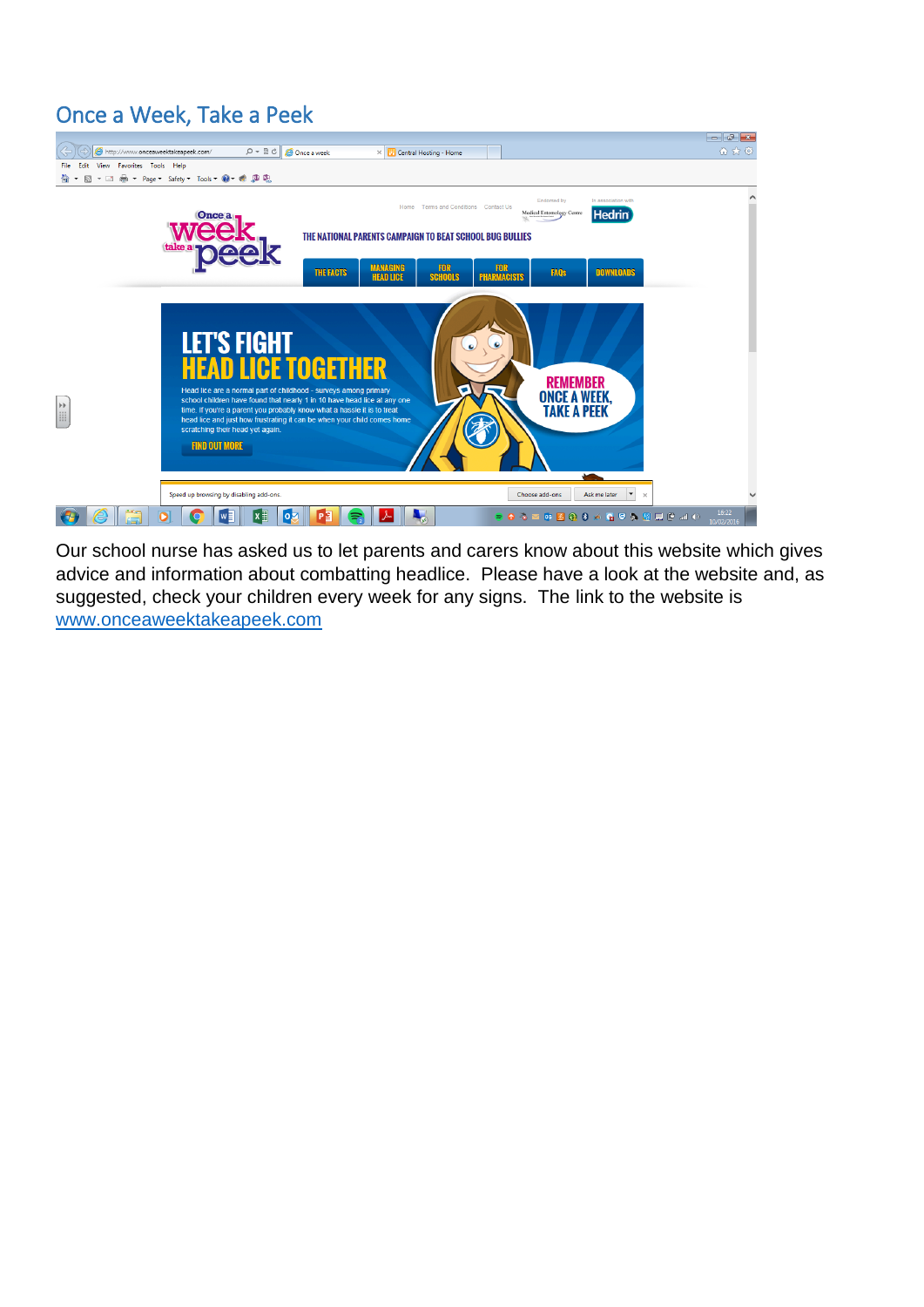## Once a Week, Take a Peek

Our school nurse has asked us to let parents and carers know about this website which gives advice and information about combatting headlice. Please have a look at the website and, as suggested, check your children every week for any signs. The link to the website is www.onceaweektakeapeek.com